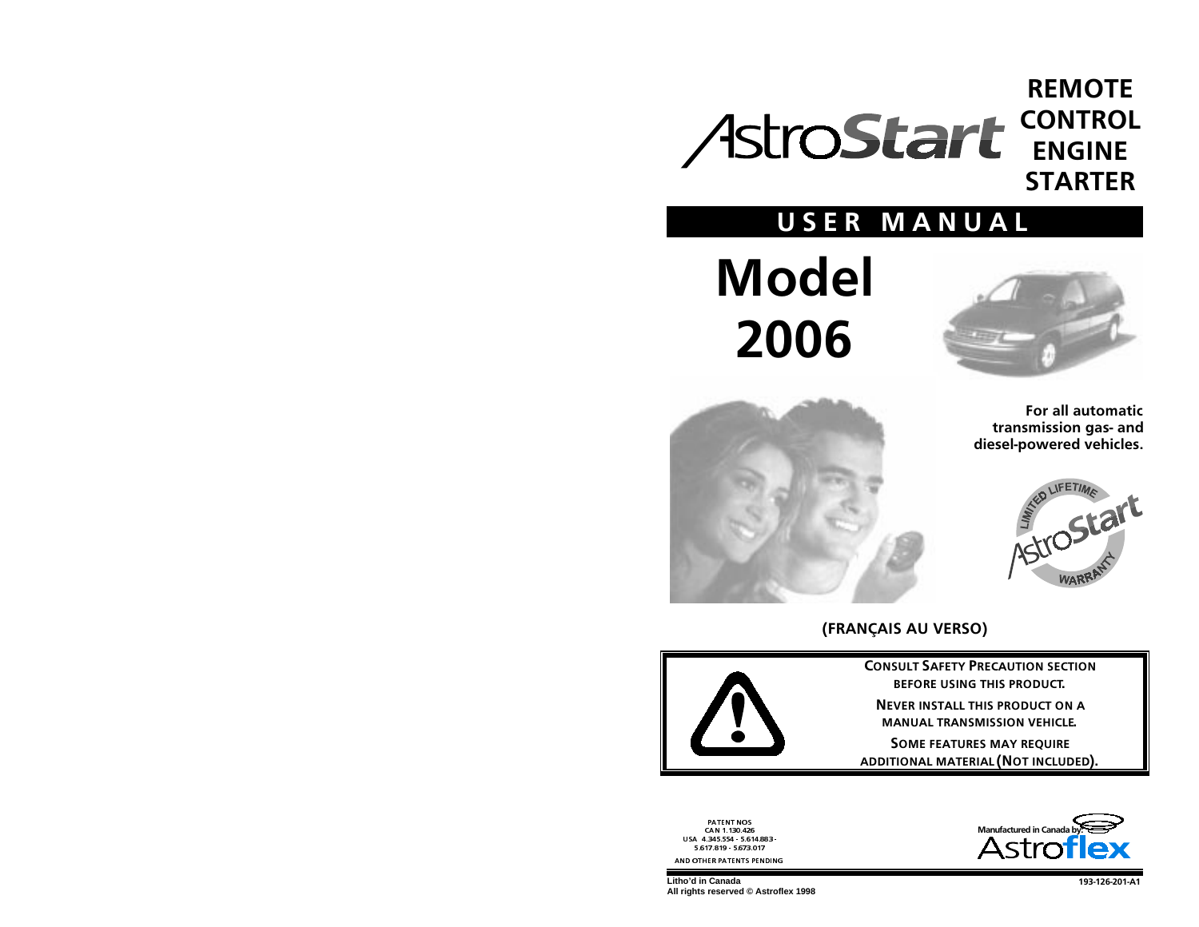# AstroStart

## REMOTE CONTROL ENGINE STARTER

## USER MANUAL

# Model 2006

**For all automatic transmission gas- and diesel-powered vehicles.**

LIMITED LIFETIME AstroStart WARRANTY

**(FRANÇAIS AU VERSO)**

**CONSULT SAFETY PRECAUTION SECTION BEFORE USING THIS PRODUCT.**

**NEVER INSTALL THIS PRODUCT ON A MANUAL TRANSMISSION VEHICLE.**

**SOME FEATURES MAY REQUIRE ADDITIONAL MATERIAL (NOT INCLUDED).**

PATENT NOS
CAN 1.130.426
USA 4.345.554 - 5.614.883 -
5.617.819 - 5.673.017
AND OTHER PATENTS PENDING

Manufactured in Canada by: Astroflex

Litho'd in Canada
All rights reserved © Astroflex 1998

193-126-201-A1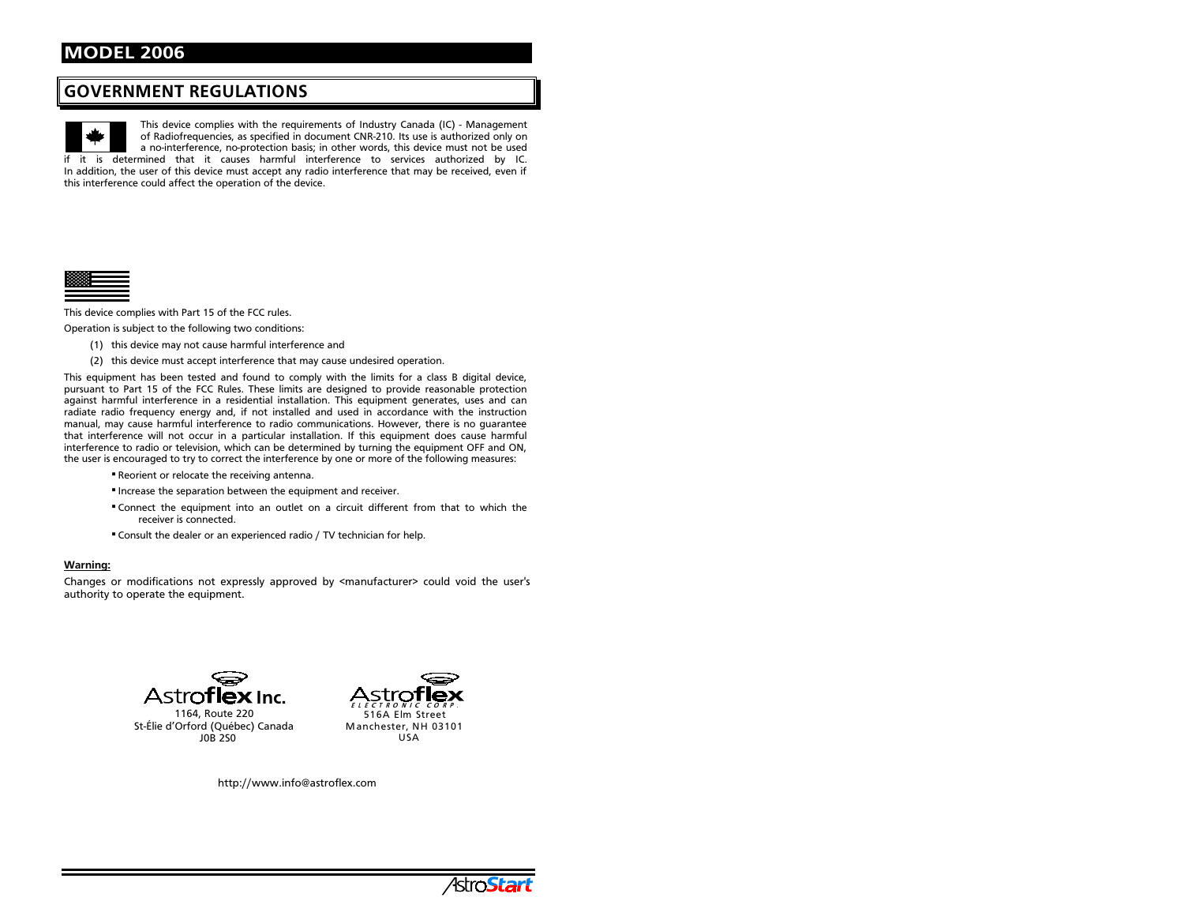# MODEL 2006

## GOVERNMENT REGULATIONS

This device complies with the requirements of Industry Canada (IC) - Management of Radiofrequencies, as specified in document CNR-210. Its use is authorized only on a no-interference, no-protection basis; in other words, this device must not be used if it is determined that it causes harmful interference to services authorized by IC. In addition, the user of this device must accept any radio interference that may be received, even if this interference could affect the operation of the device.

This device complies with Part 15 of the FCC rules.

Operation is subject to the following two conditions:

(1) this device may not cause harmful interference and

(2) this device must accept interference that may cause undesired operation.

This equipment has been tested and found to comply with the limits for a class B digital device, pursuant to Part 15 of the FCC Rules. These limits are designed to provide reasonable protection against harmful interference in a residential installation. This equipment generates, uses and can radiate radio frequency energy and, if not installed and used in accordance with the instruction manual, may cause harmful interference to radio communications. However, there is no guarantee that interference will not occur in a particular installation. If this equipment does cause harmful interference to radio or television, which can be determined by turning the equipment OFF and ON, the user is encouraged to try to correct the interference by one or more of the following measures:

- Reorient or relocate the receiving antenna.
- Increase the separation between the equipment and receiver.
- Connect the equipment into an outlet on a circuit different from that to which the receiver is connected.
- Consult the dealer or an experienced radio / TV technician for help.

**Warning:**

Changes or modifications not expressly approved by <manufacturer> could void the user's authority to operate the equipment.

Astroflex Inc.
1164, Route 220
St-Élie d'Orford (Québec) Canada
J0B 2S0

Astroflex ELECTRONIC CORP.
516A Elm Street
Manchester, NH 03101
USA

http://www.info@astroflex.com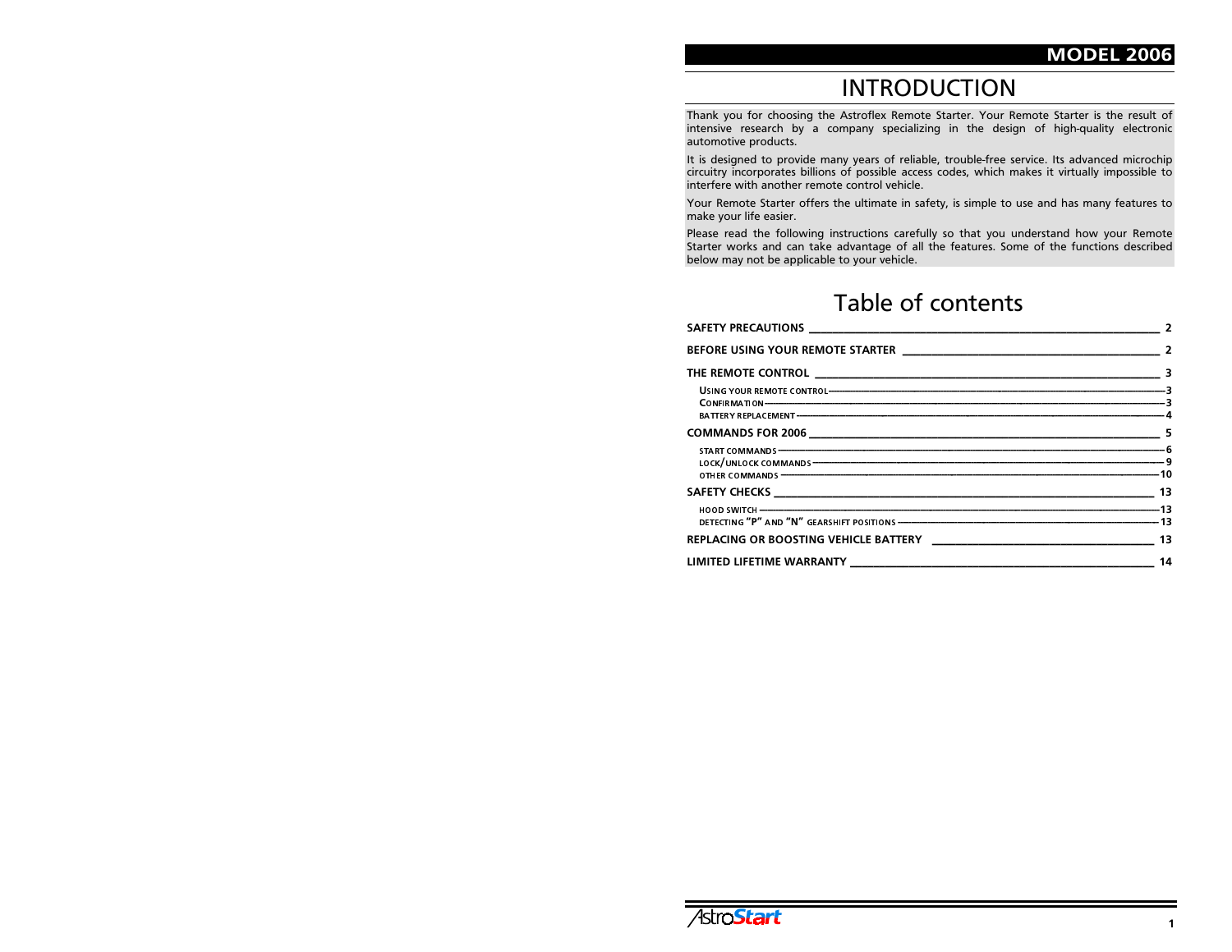# INTRODUCTION

Thank you for choosing the Astroflex Remote Starter. Your Remote Starter is the result of intensive research by a company specializing in the design of high-quality electronic automotive products.

It is designed to provide many years of reliable, trouble-free service. Its advanced microchip circuitry incorporates billions of possible access codes, which makes it virtually impossible to interfere with another remote control vehicle.

Your Remote Starter offers the ultimate in safety, is simple to use and has many features to make your life easier.

Please read the following instructions carefully so that you understand how your Remote Starter works and can take advantage of all the features. Some of the functions described below may not be applicable to your vehicle.

# Table of contents

**SAFETY PRECAUTIONS** — 2

**BEFORE USING YOUR REMOTE STARTER** — 2

**THE REMOTE CONTROL** — 3

- USING YOUR REMOTE CONTROL — 3
- CONFIRMATION — 3
- BATTERY REPLACEMENT — 4

**COMMANDS FOR 2006** — 5

- START COMMANDS — 6
- LOCK/UNLOCK COMMANDS — 9
- OTHER COMMANDS — 10

**SAFETY CHECKS** — 13

- HOOD SWITCH — 13
- DETECTING "P" AND "N" GEARSHIFT POSITIONS — 13

**REPLACING OR BOOSTING VEHICLE BATTERY** — 13

**LIMITED LIFETIME WARRANTY** — 14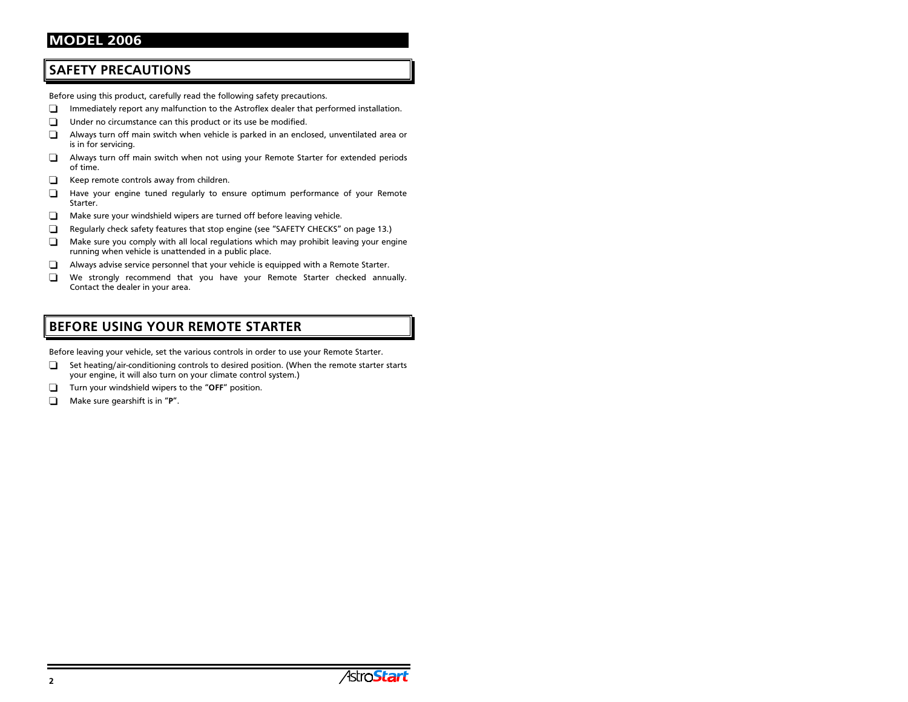# MODEL 2006

## SAFETY PRECAUTIONS

Before using this product, carefully read the following safety precautions.

- ❑ Immediately report any malfunction to the Astroflex dealer that performed installation.
- ❑ Under no circumstance can this product or its use be modified.
- ❑ Always turn off main switch when vehicle is parked in an enclosed, unventilated area or is in for servicing.
- ❑ Always turn off main switch when not using your Remote Starter for extended periods of time.
- ❑ Keep remote controls away from children.
- ❑ Have your engine tuned regularly to ensure optimum performance of your Remote Starter.
- ❑ Make sure your windshield wipers are turned off before leaving vehicle.
- ❑ Regularly check safety features that stop engine (see "SAFETY CHECKS" on page 13.)
- ❑ Make sure you comply with all local regulations which may prohibit leaving your engine running when vehicle is unattended in a public place.
- ❑ Always advise service personnel that your vehicle is equipped with a Remote Starter.
- ❑ We strongly recommend that you have your Remote Starter checked annually. Contact the dealer in your area.

## BEFORE USING YOUR REMOTE STARTER

Before leaving your vehicle, set the various controls in order to use your Remote Starter.

- ❑ Set heating/air-conditioning controls to desired position. (When the remote starter starts your engine, it will also turn on your climate control system.)
- ❑ Turn your windshield wipers to the "**OFF**" position.
- ❑ Make sure gearshift is in "**P**".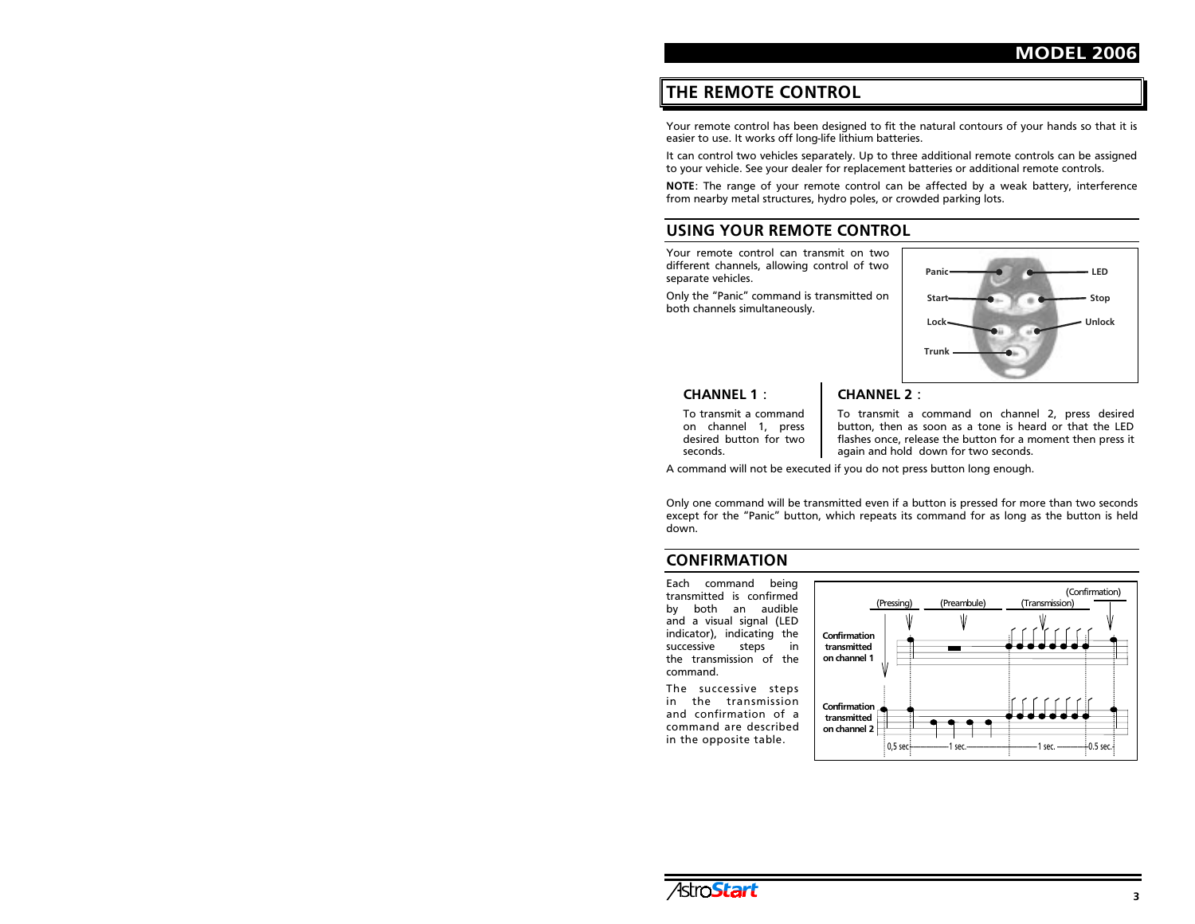## THE REMOTE CONTROL

Your remote control has been designed to fit the natural contours of your hands so that it is easier to use. It works off long-life lithium batteries.

It can control two vehicles separately. Up to three additional remote controls can be assigned to your vehicle. See your dealer for replacement batteries or additional remote controls.

**NOTE**: The range of your remote control can be affected by a weak battery, interference from nearby metal structures, hydro poles, or crowded parking lots.

## USING YOUR REMOTE CONTROL

Your remote control can transmit on two different channels, allowing control of two separate vehicles.

Only the “Panic” command is transmitted on both channels simultaneously.

Panic, LED, Start, Stop, Lock, Unlock, Trunk

### CHANNEL 1 :

To transmit a command on channel 1, press desired button for two seconds.

### CHANNEL 2 :

To transmit a command on channel 2, press desired button, then as soon as a tone is heard or that the LED flashes once, release the button for a moment then press it again and hold down for two seconds.

A command will not be executed if you do not press button long enough.

Only one command will be transmitted even if a button is pressed for more than two seconds except for the “Panic” button, which repeats its command for as long as the button is held down.

## CONFIRMATION

Each command being transmitted is confirmed by both an audible and a visual signal (LED indicator), indicating the successive steps in the transmission of the command.

The successive steps in the transmission and confirmation of a command are described in the opposite table.

(Pressing) (Preambule) (Transmission) (Confirmation)

Confirmation transmitted on channel 1

Confirmation transmitted on channel 2

0,5 sec — 1 sec. — 1 sec. — 0.5 sec.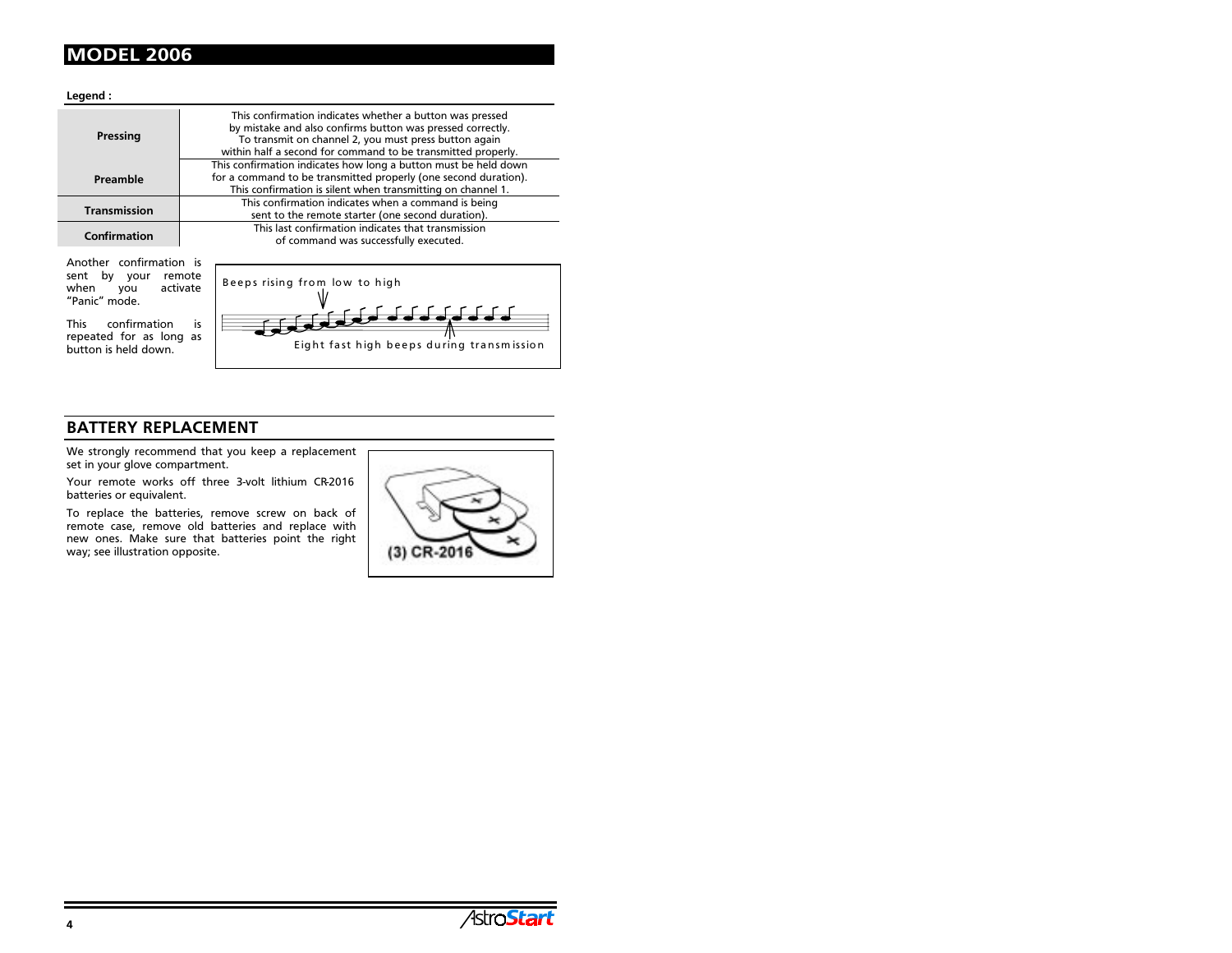# MODEL 2006

**Legend :**

| | |
|---|---|
| **Pressing** | This confirmation indicates whether a button was pressed by mistake and also confirms button was pressed correctly. To transmit on channel 2, you must press button again within half a second for command to be transmitted properly. |
| **Preamble** | This confirmation indicates how long a button must be held down for a command to be transmitted properly (one second duration). This confirmation is silent when transmitting on channel 1. |
| **Transmission** | This confirmation indicates when a command is being sent to the remote starter (one second duration). |
| **Confirmation** | This last confirmation indicates that transmission of command was successfully executed. |

Another confirmation is sent by your remote when you activate "Panic" mode.

This confirmation is repeated for as long as button is held down.

Beeps rising from low to high

Eight fast high beeps during transmission

## BATTERY REPLACEMENT

We strongly recommend that you keep a replacement set in your glove compartment.

Your remote works off three 3-volt lithium CR-2016 batteries or equivalent.

To replace the batteries, remove screw on back of remote case, remove old batteries and replace with new ones. Make sure that batteries point the right way; see illustration opposite.

(3) CR-2016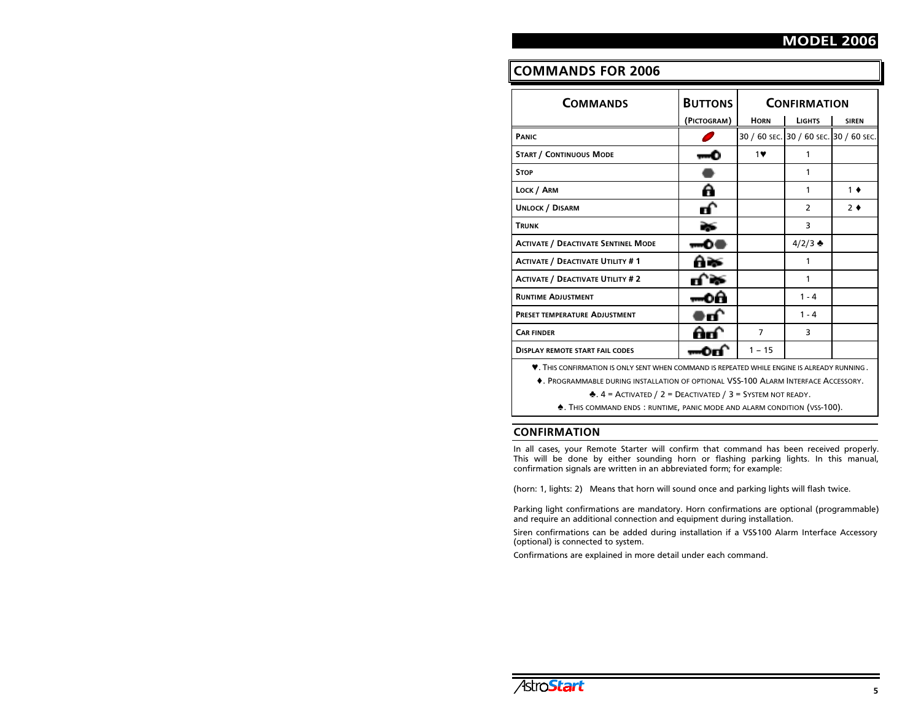# COMMANDS FOR 2006

| COMMANDS | BUTTONS | CONFIRMATION | | |
|---|---|---|---|---|
| | (PICTOGRAM) | HORN | LIGHTS | SIREN |
| PANIC | | 30 / 60 SEC. | 30 / 60 SEC. | 30 / 60 SEC. |
| START / CONTINUOUS MODE | | 1♥ | 1 | |
| STOP | | | 1 | |
| LOCK / ARM | | | 1 | 1 ♦ |
| UNLOCK / DISARM | | | 2 | 2 ♦ |
| TRUNK | | | 3 | |
| ACTIVATE / DEACTIVATE SENTINEL MODE | | | 4/2/3 ♣ | |
| ACTIVATE / DEACTIVATE UTILITY # 1 | | | 1 | |
| ACTIVATE / DEACTIVATE UTILITY # 2 | | | 1 | |
| RUNTIME ADJUSTMENT | | | 1 - 4 | |
| PRESET TEMPERATURE ADJUSTMENT | | | 1 - 4 | |
| CAR FINDER | | 7 | 3 | |
| DISPLAY REMOTE START FAIL CODES | | 1 – 15 | | |

♥. THIS CONFIRMATION IS ONLY SENT WHEN COMMAND IS REPEATED WHILE ENGINE IS ALREADY RUNNING.

♦. PROGRAMMABLE DURING INSTALLATION OF OPTIONAL VSS-100 ALARM INTERFACE ACCESSORY.

♣. 4 = ACTIVATED / 2 = DEACTIVATED / 3 = SYSTEM NOT READY.

♠. THIS COMMAND ENDS : RUNTIME, PANIC MODE AND ALARM CONDITION (VSS-100).

## CONFIRMATION

In all cases, your Remote Starter will confirm that command has been received properly. This will be done by either sounding horn or flashing parking lights. In this manual, confirmation signals are written in an abbreviated form; for example:

(horn: 1, lights: 2)   Means that horn will sound once and parking lights will flash twice.

Parking light confirmations are mandatory. Horn confirmations are optional (programmable) and require an additional connection and equipment during installation.

Siren confirmations can be added during installation if a VSS100 Alarm Interface Accessory (optional) is connected to system.

Confirmations are explained in more detail under each command.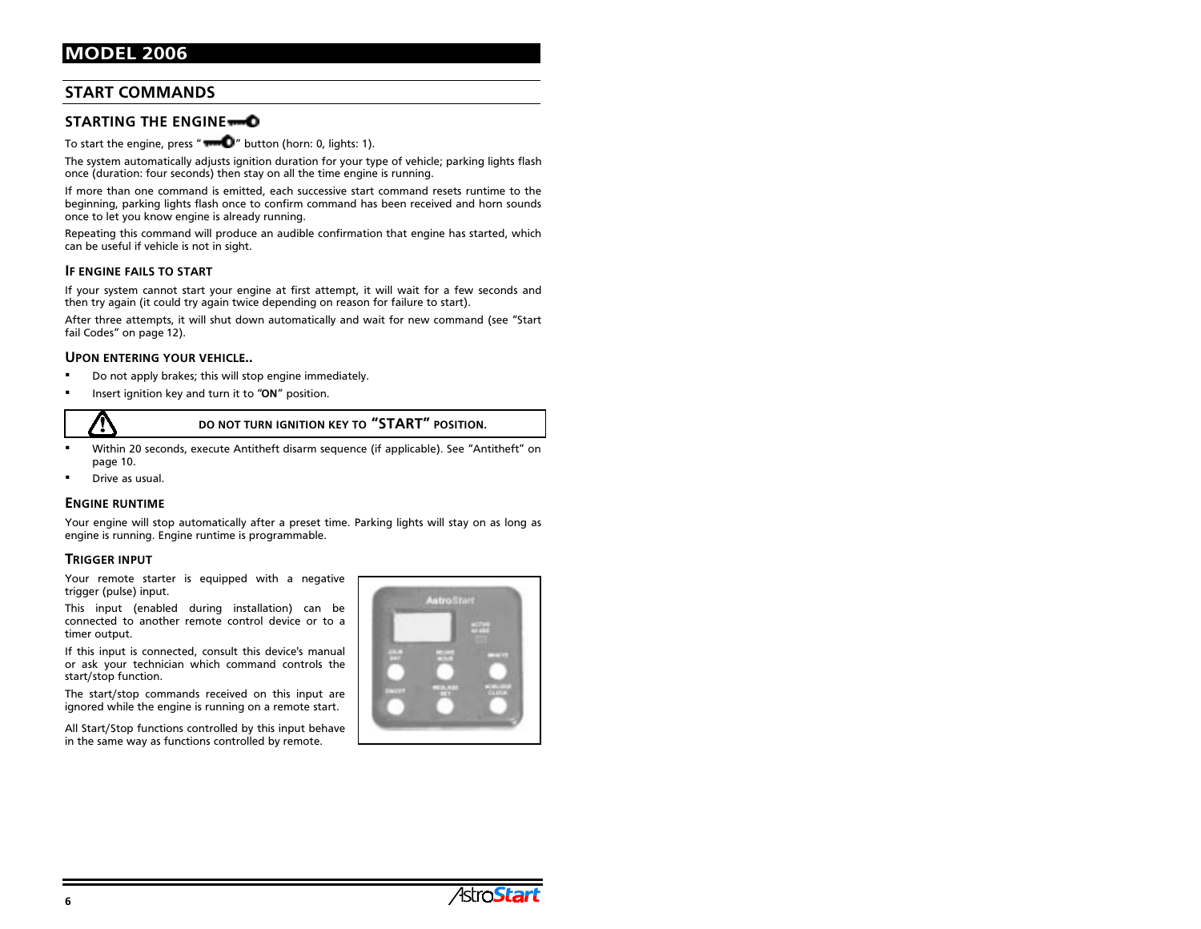# MODEL 2006

## START COMMANDS

### STARTING THE ENGINE

To start the engine, press " " button (horn: 0, lights: 1).

The system automatically adjusts ignition duration for your type of vehicle; parking lights flash once (duration: four seconds) then stay on all the time engine is running.

If more than one command is emitted, each successive start command resets runtime to the beginning, parking lights flash once to confirm command has been received and horn sounds once to let you know engine is already running.

Repeating this command will produce an audible confirmation that engine has started, which can be useful if vehicle is not in sight.

#### IF ENGINE FAILS TO START

If your system cannot start your engine at first attempt, it will wait for a few seconds and then try again (it could try again twice depending on reason for failure to start).

After three attempts, it will shut down automatically and wait for new command (see "Start fail Codes" on page 12).

#### UPON ENTERING YOUR VEHICLE..

- Do not apply brakes; this will stop engine immediately.
- Insert ignition key and turn it to "**ON**" position.

> ⚠ **DO NOT TURN IGNITION KEY TO "START" POSITION.**

- Within 20 seconds, execute Antitheft disarm sequence (if applicable). See "Antitheft" on page 10.
- Drive as usual.

#### ENGINE RUNTIME

Your engine will stop automatically after a preset time. Parking lights will stay on as long as engine is running. Engine runtime is programmable.

#### TRIGGER INPUT

Your remote starter is equipped with a negative trigger (pulse) input.

This input (enabled during installation) can be connected to another remote control device or to a timer output.

If this input is connected, consult this device's manual or ask your technician which command controls the start/stop function.

The start/stop commands received on this input are ignored while the engine is running on a remote start.

All Start/Stop functions controlled by this input behave in the same way as functions controlled by remote.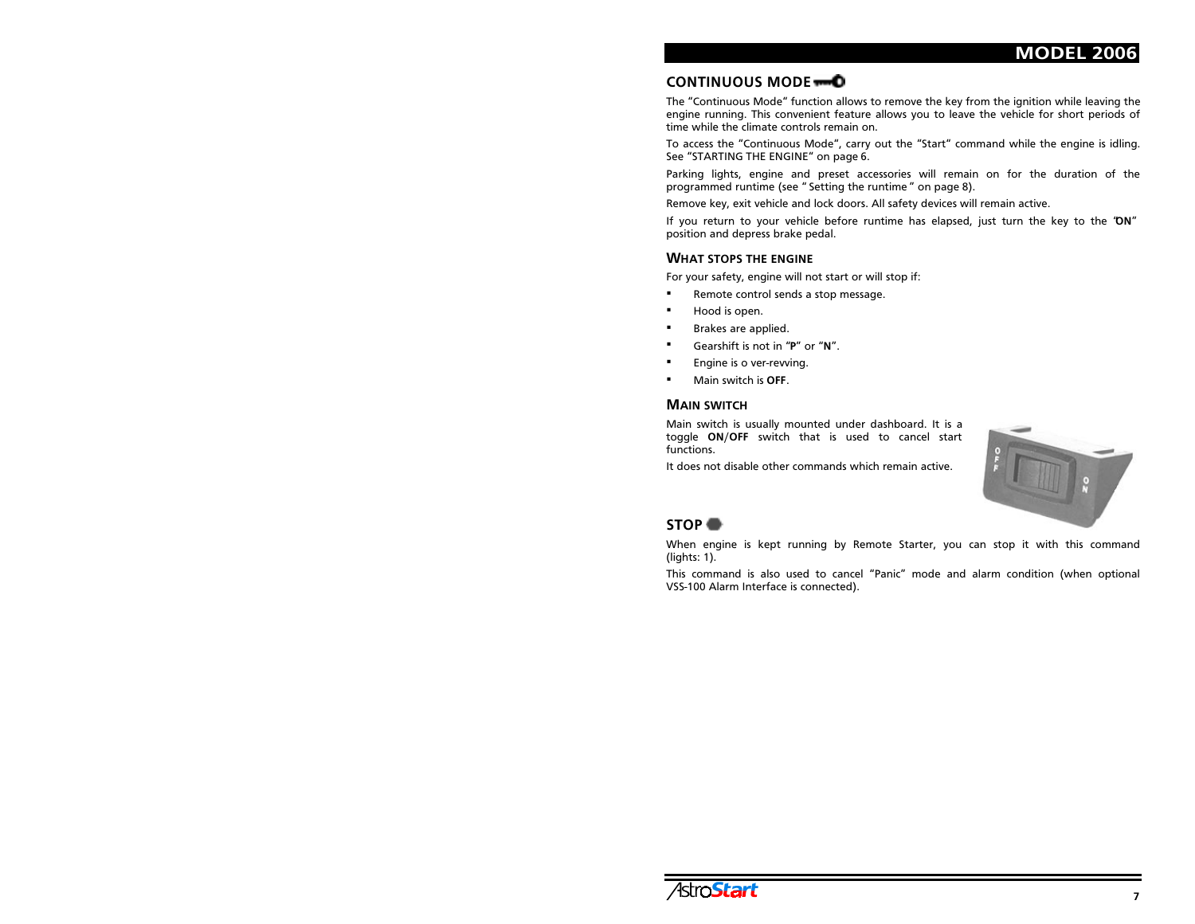## CONTINUOUS MODE

The "Continuous Mode" function allows to remove the key from the ignition while leaving the engine running. This convenient feature allows you to leave the vehicle for short periods of time while the climate controls remain on.

To access the "Continuous Mode", carry out the "Start" command while the engine is idling. See "STARTING THE ENGINE" on page 6.

Parking lights, engine and preset accessories will remain on for the duration of the programmed runtime (see " Setting the runtime " on page 8).

Remove key, exit vehicle and lock doors. All safety devices will remain active.

If you return to your vehicle before runtime has elapsed, just turn the key to the "**ON**" position and depress brake pedal.

### WHAT STOPS THE ENGINE

For your safety, engine will not start or will stop if:

- Remote control sends a stop message.
- Hood is open.
- Brakes are applied.
- Gearshift is not in "**P**" or "**N**".
- Engine is o ver-revving.
- Main switch is **OFF**.

### MAIN SWITCH

Main switch is usually mounted under dashboard. It is a toggle **ON**/**OFF** switch that is used to cancel start functions.

It does not disable other commands which remain active.

## STOP

When engine is kept running by Remote Starter, you can stop it with this command (lights: 1).

This command is also used to cancel "Panic" mode and alarm condition (when optional VSS-100 Alarm Interface is connected).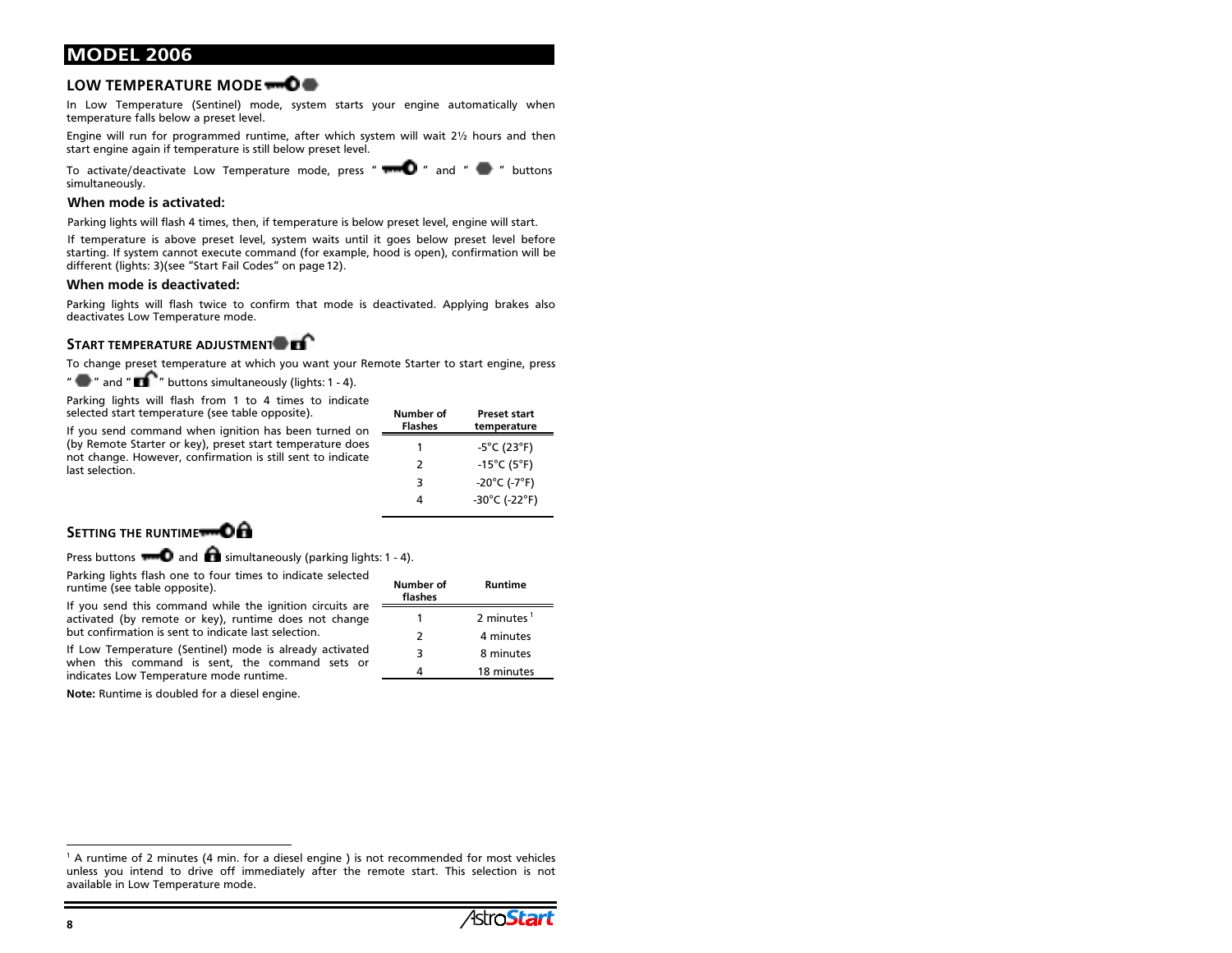# MODEL 2006

## LOW TEMPERATURE MODE

In Low Temperature (Sentinel) mode, system starts your engine automatically when temperature falls below a preset level.

Engine will run for programmed runtime, after which system will wait 2½ hours and then start engine again if temperature is still below preset level.

To activate/deactivate Low Temperature mode, press " " and " " buttons simultaneously.

### When mode is activated:

Parking lights will flash 4 times, then, if temperature is below preset level, engine will start.

If temperature is above preset level, system waits until it goes below preset level before starting. If system cannot execute command (for example, hood is open), confirmation will be different (lights: 3)(see "Start Fail Codes" on page 12).

### When mode is deactivated:

Parking lights will flash twice to confirm that mode is deactivated. Applying brakes also deactivates Low Temperature mode.

## START TEMPERATURE ADJUSTMENT

To change preset temperature at which you want your Remote Starter to start engine, press " " and " " buttons simultaneously (lights: 1 - 4).

Parking lights will flash from 1 to 4 times to indicate selected start temperature (see table opposite).

If you send command when ignition has been turned on (by Remote Starter or key), preset start temperature does not change. However, confirmation is still sent to indicate last selection.

| Number of Flashes | Preset start temperature |
|---|---|
| 1 | -5°C (23°F) |
| 2 | -15°C (5°F) |
| 3 | -20°C (-7°F) |
| 4 | -30°C (-22°F) |

## SETTING THE RUNTIME

Press buttons and simultaneously (parking lights: 1 - 4).

Parking lights flash one to four times to indicate selected runtime (see table opposite).

If you send this command while the ignition circuits are activated (by remote or key), runtime does not change but confirmation is sent to indicate last selection.

If Low Temperature (Sentinel) mode is already activated when this command is sent, the command sets or indicates Low Temperature mode runtime.

| Number of flashes | Runtime |
|---|---|
| 1 | 2 minutes [1] |
| 2 | 4 minutes |
| 3 | 8 minutes |
| 4 | 18 minutes |

**Note:** Runtime is doubled for a diesel engine.

[1] A runtime of 2 minutes (4 min. for a diesel engine ) is not recommended for most vehicles unless you intend to drive off immediately after the remote start. This selection is not available in Low Temperature mode.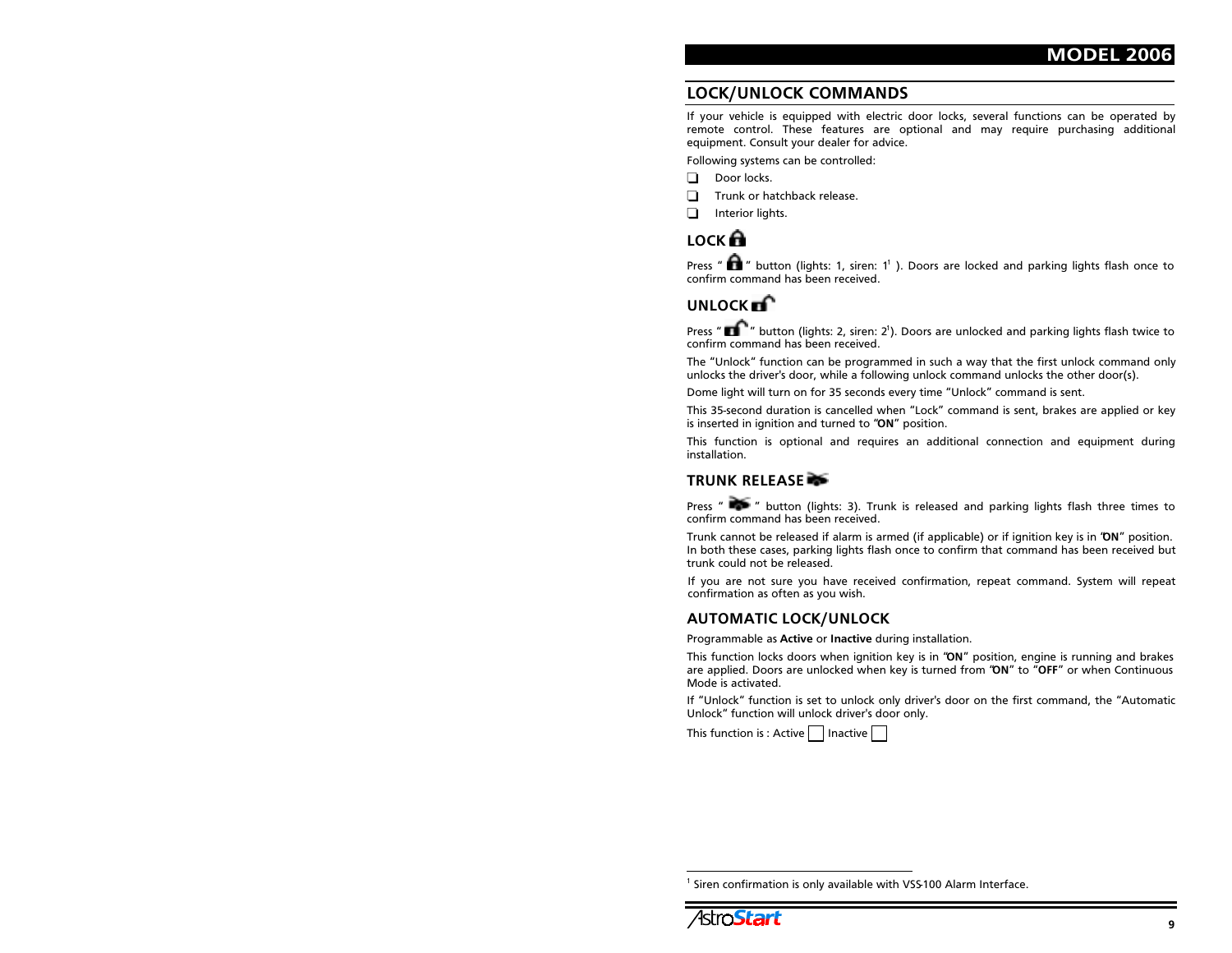## LOCK/UNLOCK COMMANDS

If your vehicle is equipped with electric door locks, several functions can be operated by remote control. These features are optional and may require purchasing additional equipment. Consult your dealer for advice.

Following systems can be controlled:

- ❑ Door locks.
- ❑ Trunk or hatchback release.
- ❑ Interior lights.

### LOCK

Press " " button (lights: 1, siren: 1[1] ). Doors are locked and parking lights flash once to confirm command has been received.

### UNLOCK

Press " " button (lights: 2, siren: 2[1]). Doors are unlocked and parking lights flash twice to confirm command has been received.

The "Unlock" function can be programmed in such a way that the first unlock command only unlocks the driver's door, while a following unlock command unlocks the other door(s).

Dome light will turn on for 35 seconds every time "Unlock" command is sent.

This 35-second duration is cancelled when "Lock" command is sent, brakes are applied or key is inserted in ignition and turned to "**ON**" position.

This function is optional and requires an additional connection and equipment during installation.

### TRUNK RELEASE

Press " " button (lights: 3). Trunk is released and parking lights flash three times to confirm command has been received.

Trunk cannot be released if alarm is armed (if applicable) or if ignition key is in "**ON**" position. In both these cases, parking lights flash once to confirm that command has been received but trunk could not be released.

If you are not sure you have received confirmation, repeat command. System will repeat confirmation as often as you wish.

### AUTOMATIC LOCK/UNLOCK

Programmable as **Active** or **Inactive** during installation.

This function locks doors when ignition key is in "**ON**" position, engine is running and brakes are applied. Doors are unlocked when key is turned from "**ON**" to "**OFF**" or when Continuous Mode is activated.

If "Unlock" function is set to unlock only driver's door on the first command, the "Automatic Unlock" function will unlock driver's door only.

This function is : Active ☐ Inactive ☐

[1] Siren confirmation is only available with VSS-100 Alarm Interface.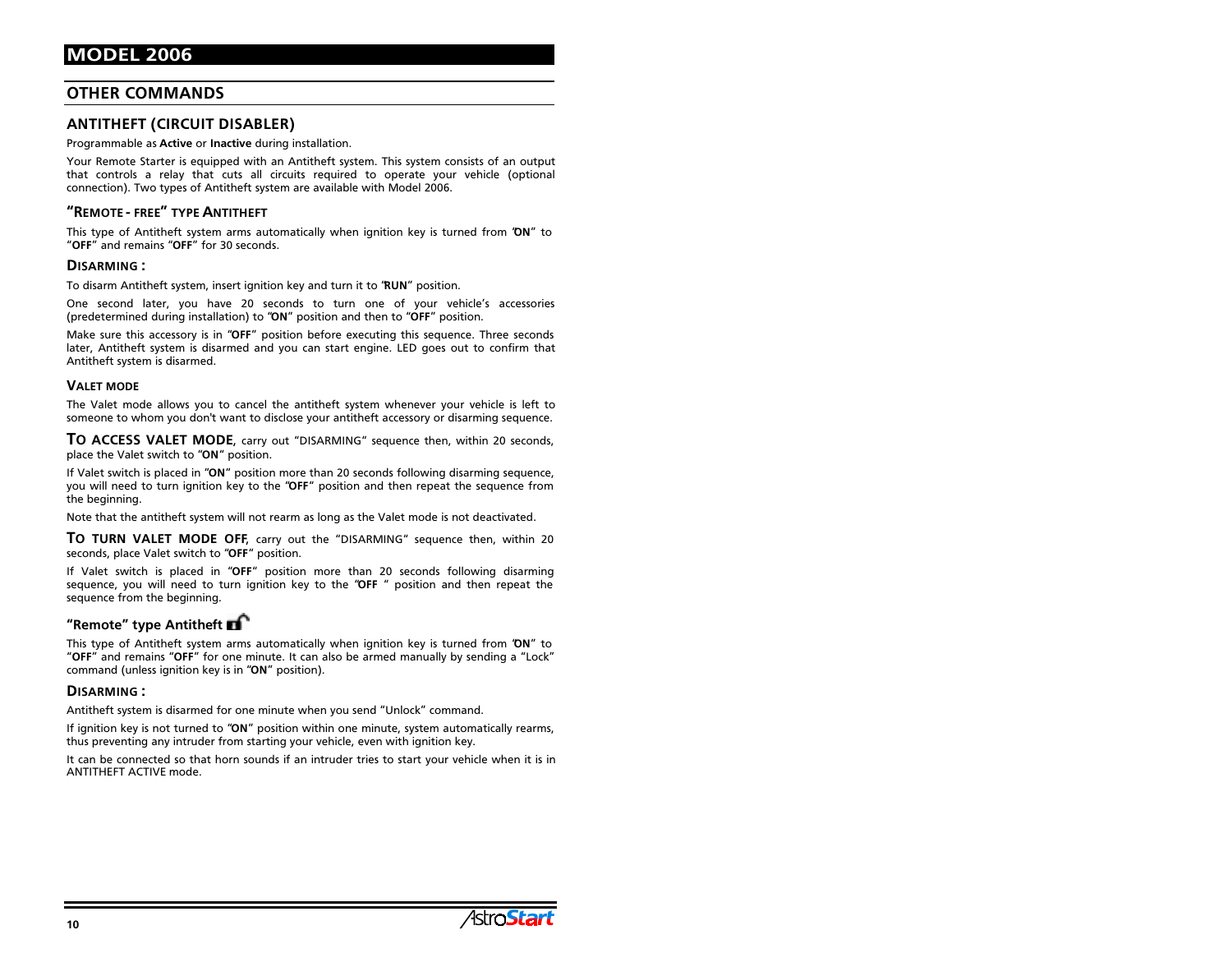# MODEL 2006

## OTHER COMMANDS

### ANTITHEFT (CIRCUIT DISABLER)

Programmable as **Active** or **Inactive** during installation.

Your Remote Starter is equipped with an Antitheft system. This system consists of an output that controls a relay that cuts all circuits required to operate your vehicle (optional connection). Two types of Antitheft system are available with Model 2006.

#### "REMOTE - FREE" TYPE ANTITHEFT

This type of Antitheft system arms automatically when ignition key is turned from "**ON**" to "**OFF**" and remains "**OFF**" for 30 seconds.

#### DISARMING :

To disarm Antitheft system, insert ignition key and turn it to "**RUN**" position.

One second later, you have 20 seconds to turn one of your vehicle's accessories (predetermined during installation) to "**ON**" position and then to "**OFF**" position.

Make sure this accessory is in "**OFF**" position before executing this sequence. Three seconds later, Antitheft system is disarmed and you can start engine. LED goes out to confirm that Antitheft system is disarmed.

#### VALET MODE

The Valet mode allows you to cancel the antitheft system whenever your vehicle is left to someone to whom you don't want to disclose your antitheft accessory or disarming sequence.

**TO ACCESS VALET MODE**, carry out "DISARMING" sequence then, within 20 seconds, place the Valet switch to "**ON**" position.

If Valet switch is placed in "**ON**" position more than 20 seconds following disarming sequence, you will need to turn ignition key to the "**OFF**" position and then repeat the sequence from the beginning.

Note that the antitheft system will not rearm as long as the Valet mode is not deactivated.

**TO TURN VALET MODE OFF**, carry out the "DISARMING" sequence then, within 20 seconds, place Valet switch to "**OFF**" position.

If Valet switch is placed in "**OFF**" position more than 20 seconds following disarming sequence, you will need to turn ignition key to the "**OFF** " position and then repeat the sequence from the beginning.

#### "Remote" type Antitheft

This type of Antitheft system arms automatically when ignition key is turned from "**ON**" to "**OFF**" and remains "**OFF**" for one minute. It can also be armed manually by sending a "Lock" command (unless ignition key is in "**ON**" position).

#### DISARMING :

Antitheft system is disarmed for one minute when you send "Unlock" command.

If ignition key is not turned to "**ON**" position within one minute, system automatically rearms, thus preventing any intruder from starting your vehicle, even with ignition key.

It can be connected so that horn sounds if an intruder tries to start your vehicle when it is in ANTITHEFT ACTIVE mode.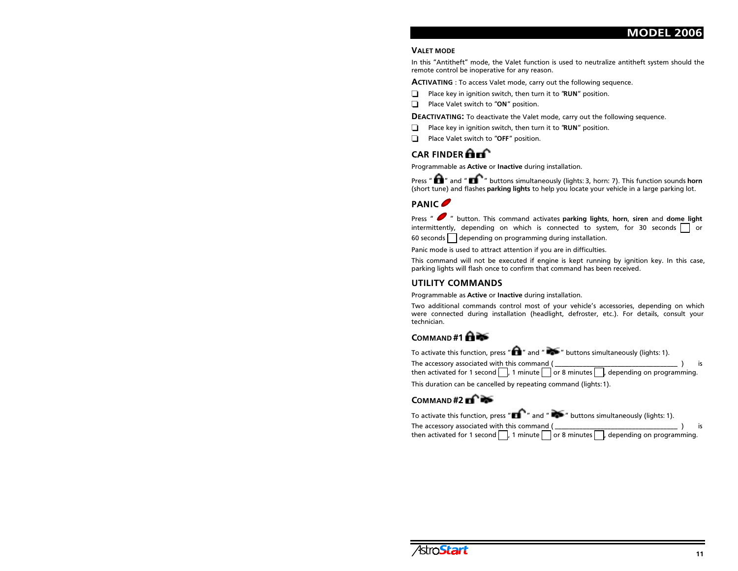## MODEL 2006

### VALET MODE

In this "Antitheft" mode, the Valet function is used to neutralize antitheft system should the remote control be inoperative for any reason.

**ACTIVATING** : To access Valet mode, carry out the following sequence.

- ❑ Place key in ignition switch, then turn it to "**RUN**" position.
- ❑ Place Valet switch to "**ON**" position.

**DEACTIVATING:** To deactivate the Valet mode, carry out the following sequence.

- ❑ Place key in ignition switch, then turn it to "**RUN**" position.
- ❑ Place Valet switch to "**OFF**" position.

### CAR FINDER

Programmable as **Active** or **Inactive** during installation.

Press " " and " " buttons simultaneously (lights: 3, horn: 7). This function sounds **horn** (short tune) and flashes **parking lights** to help you locate your vehicle in a large parking lot.

### PANIC

Press " " button. This command activates **parking lights**, **horn**, **siren** and **dome light** intermittently, depending on which is connected to system, for 30 seconds ☐ or 60 seconds ☐ depending on programming during installation.

Panic mode is used to attract attention if you are in difficulties.

This command will not be executed if engine is kept running by ignition key. In this case, parking lights will flash once to confirm that command has been received.

### UTILITY COMMANDS

Programmable as **Active** or **Inactive** during installation.

Two additional commands control most of your vehicle's accessories, depending on which were connected during installation (headlight, defroster, etc.). For details, consult your technician.

#### COMMAND #1

To activate this function, press " " and " " buttons simultaneously (lights: 1).

The accessory associated with this command ( ________________________________ ) is then activated for 1 second ☐, 1 minute ☐ or 8 minutes ☐, depending on programming.

This duration can be cancelled by repeating command (lights: 1).

#### COMMAND #2

To activate this function, press " " and " " buttons simultaneously (lights: 1).

The accessory associated with this command ( ________________________________ ) is then activated for 1 second ☐, 1 minute ☐ or 8 minutes ☐, depending on programming.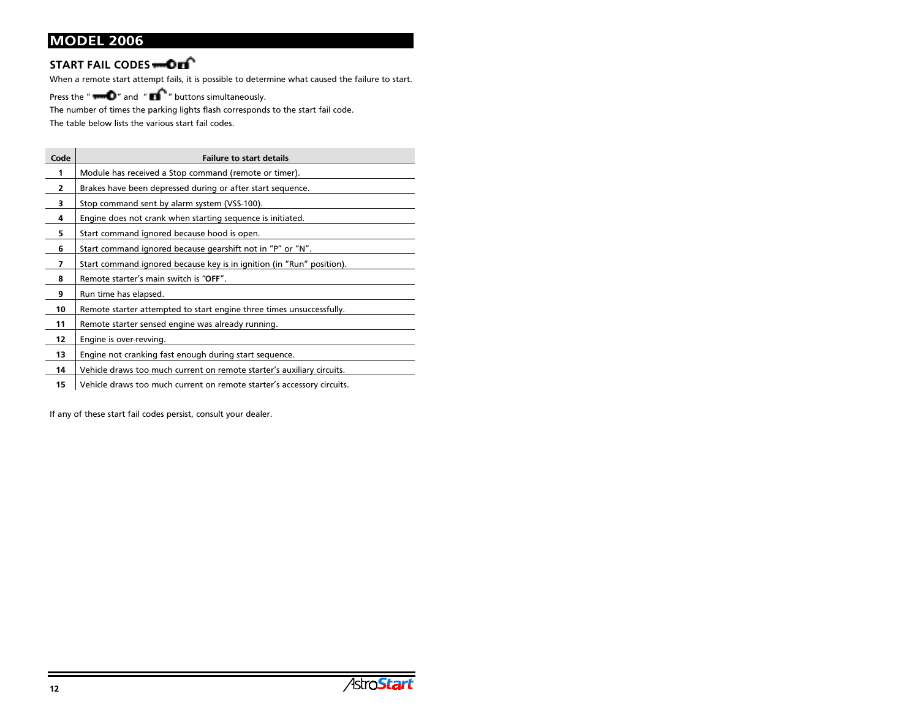# MODEL 2006

## START FAIL CODES

When a remote start attempt fails, it is possible to determine what caused the failure to start.

Press the " " and " " buttons simultaneously.

The number of times the parking lights flash corresponds to the start fail code.

The table below lists the various start fail codes.

| Code | Failure to start details |
|---|---|
| **1** | Module has received a Stop command (remote or timer). |
| **2** | Brakes have been depressed during or after start sequence. |
| **3** | Stop command sent by alarm system (VSS-100). |
| **4** | Engine does not crank when starting sequence is initiated. |
| **5** | Start command ignored because hood is open. |
| **6** | Start command ignored because gearshift not in "P" or "N". |
| **7** | Start command ignored because key is in ignition (in "Run" position). |
| **8** | Remote starter's main switch is "**OFF**". |
| **9** | Run time has elapsed. |
| **10** | Remote starter attempted to start engine three times unsuccessfully. |
| **11** | Remote starter sensed engine was already running. |
| **12** | Engine is over-revving. |
| **13** | Engine not cranking fast enough during start sequence. |
| **14** | Vehicle draws too much current on remote starter's auxiliary circuits. |
| **15** | Vehicle draws too much current on remote starter's accessory circuits. |

If any of these start fail codes persist, consult your dealer.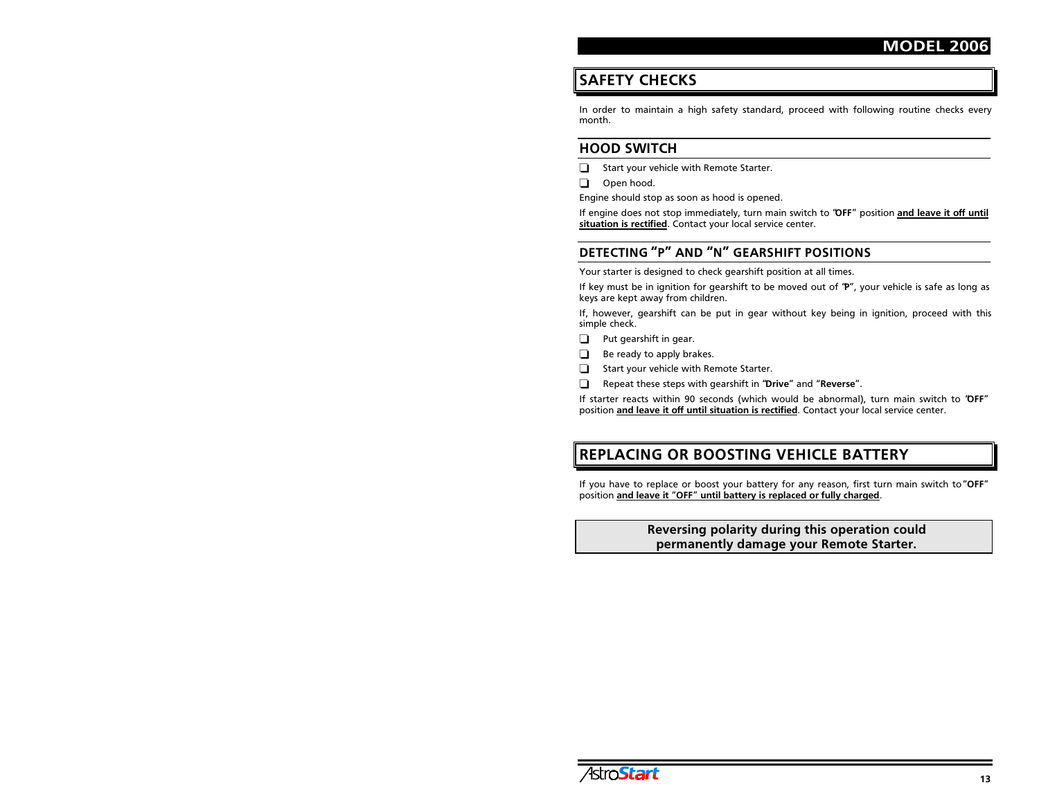## SAFETY CHECKS

In order to maintain a high safety standard, proceed with following routine checks every month.

### HOOD SWITCH

- ❑ Start your vehicle with Remote Starter.
- ❑ Open hood.

Engine should stop as soon as hood is opened.

If engine does not stop immediately, turn main switch to "**OFF**" position **and leave it off until situation is rectified**. Contact your local service center.

### DETECTING "P" AND "N" GEARSHIFT POSITIONS

Your starter is designed to check gearshift position at all times.

If key must be in ignition for gearshift to be moved out of "**P**", your vehicle is safe as long as keys are kept away from children.

If, however, gearshift can be put in gear without key being in ignition, proceed with this simple check.

- ❑ Put gearshift in gear.
- ❑ Be ready to apply brakes.
- ❑ Start your vehicle with Remote Starter.
- ❑ Repeat these steps with gearshift in "**Drive**" and "**Reverse**".

If starter reacts within 90 seconds (which would be abnormal), turn main switch to "**OFF**" position **and leave it off until situation is rectified**. Contact your local service center.

## REPLACING OR BOOSTING VEHICLE BATTERY

If you have to replace or boost your battery for any reason, first turn main switch to "**OFF**" position **and leave it "OFF" until battery is replaced or fully charged**.

**Reversing polarity during this operation could permanently damage your Remote Starter.**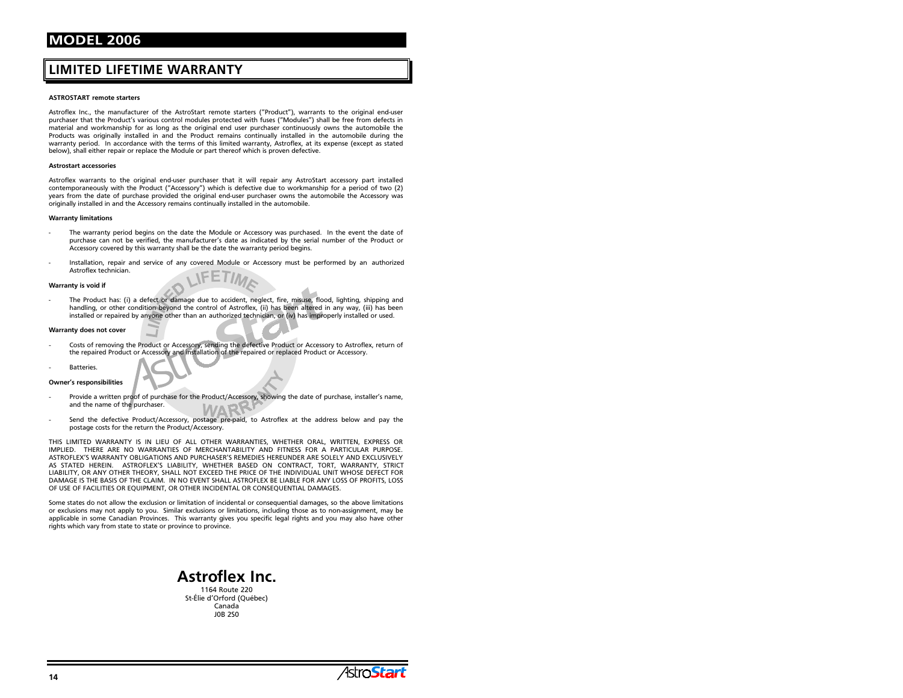# MODEL 2006

## LIMITED LIFETIME WARRANTY

**ASTROSTART remote starters**

Astroflex Inc., the manufacturer of the AstroStart remote starters ("Product"), warrants to the original end-user purchaser that the Product's various control modules protected with fuses ("Modules") shall be free from defects in material and workmanship for as long as the original end user purchaser continuously owns the automobile the Products was originally installed in and the Product remains continually installed in the automobile during the warranty period. In accordance with the terms of this limited warranty, Astroflex, at its expense (except as stated below), shall either repair or replace the Module or part thereof which is proven defective.

**Astrostart accessories**

Astroflex warrants to the original end-user purchaser that it will repair any AstroStart accessory part installed contemporaneously with the Product ("Accessory") which is defective due to workmanship for a period of two (2) years from the date of purchase provided the original end-user purchaser owns the automobile the Accessory was originally installed in and the Accessory remains continually installed in the automobile.

**Warranty limitations**

- The warranty period begins on the date the Module or Accessory was purchased. In the event the date of purchase can not be verified, the manufacturer's date as indicated by the serial number of the Product or Accessory covered by this warranty shall be the date the warranty period begins.
- Installation, repair and service of any covered Module or Accessory must be performed by an authorized Astroflex technician.

**Warranty is void if**

- The Product has: (i) a defect or damage due to accident, neglect, fire, misuse, flood, lighting, shipping and handling, or other condition beyond the control of Astroflex, (ii) has been altered in any way, (iii) has been installed or repaired by anyone other than an authorized technician, or (iv) has improperly installed or used.

**Warranty does not cover**

- Costs of removing the Product or Accessory, sending the defective Product or Accessory to Astroflex, return of the repaired Product or Accessory and installation of the repaired or replaced Product or Accessory.
- Batteries.

**Owner's responsibilities**

- Provide a written proof of purchase for the Product/Accessory, showing the date of purchase, installer's name, and the name of the purchaser.
- Send the defective Product/Accessory, postage pre-paid, to Astroflex at the address below and pay the postage costs for the return the Product/Accessory.

THIS LIMITED WARRANTY IS IN LIEU OF ALL OTHER WARRANTIES, WHETHER ORAL, WRITTEN, EXPRESS OR IMPLIED. THERE ARE NO WARRANTIES OF MERCHANTABILITY AND FITNESS FOR A PARTICULAR PURPOSE. ASTROFLEX'S WARRANTY OBLIGATIONS AND PURCHASER'S REMEDIES HEREUNDER ARE SOLELY AND EXCLUSIVELY AS STATED HEREIN. ASTROFLEX'S LIABILITY, WHETHER BASED ON CONTRACT, TORT, WARRANTY, STRICT LIABILITY, OR ANY OTHER THEORY, SHALL NOT EXCEED THE PRICE OF THE INDIVIDUAL UNIT WHOSE DEFECT FOR DAMAGE IS THE BASIS OF THE CLAIM. IN NO EVENT SHALL ASTROFLEX BE LIABLE FOR ANY LOSS OF PROFITS, LOSS OF USE OF FACILITIES OR EQUIPMENT, OR OTHER INCIDENTAL OR CONSEQUENTIAL DAMAGES.

Some states do not allow the exclusion or limitation of incidental or consequential damages, so the above limitations or exclusions may not apply to you. Similar exclusions or limitations, including those as to non-assignment, may be applicable in some Canadian Provinces. This warranty gives you specific legal rights and you may also have other rights which vary from state to state or province to province.

**Astroflex Inc.**

1164 Route 220
St-Élie d'Orford (Québec)
Canada
J0B 2S0